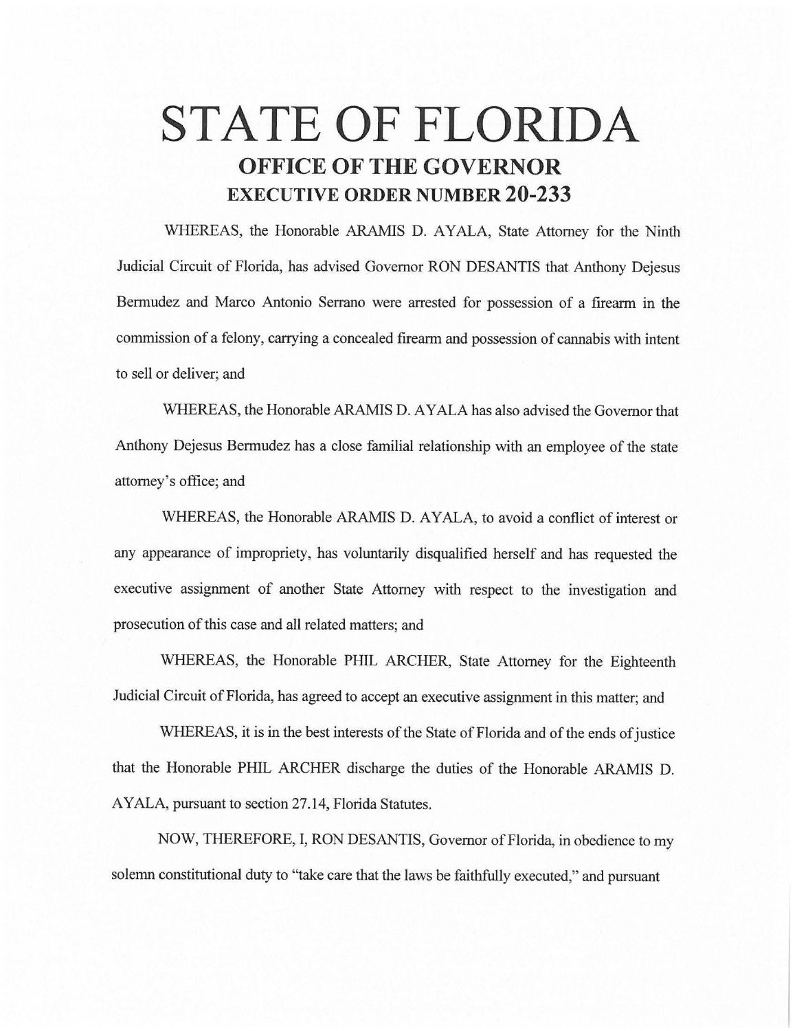# STATE OF FLORIDA

## OFFICE OF THE GOVERNOR

## EXECUTIVE ORDER NUMBER 20-233

WHEREAS, the Honorable ARAMIS D. AYALA, State Attorney for the Ninth Judicial Circuit of Florida, has advised Governor RON DESANTIS that Anthony Dejesus Bermudez and Marco Antonio Serrano were arrested for possession of a firearm in the commission of a felony, carrying a concealed firearm and possession of cannabis with intent to sell or deliver; and

WHEREAS, the Honorable ARAMIS D. AYALA has also advised the Governor that Anthony Dejesus Bermudez has a close familial relationship with an employee of the state attorney's office; and

WHEREAS, the Honorable ARAMIS D. AYALA, to avoid a conflict of interest or any appearance of impropriety, has voluntarily disqualified herself and has requested the executive assignment of another State Attorney with respect to the investigation and prosecution of this case and all related matters; and

WHEREAS, the Honorable PHIL ARCHER, State Attorney for the Eighteenth Judicial Circuit of Florida, has agreed to accept an executive assignment in this matter; and

WHEREAS, it is in the best interests of the State of Florida and of the ends of justice that the Honorable PHIL ARCHER discharge the duties of the Honorable ARAMIS D. AYALA, pursuant to section 27.14, Florida Statutes.

NOW, THEREFORE, I, RON DESANTIS, Governor of Florida, in obedience to my solemn constitutional duty to "take care that the laws be faithfully executed," and pursuant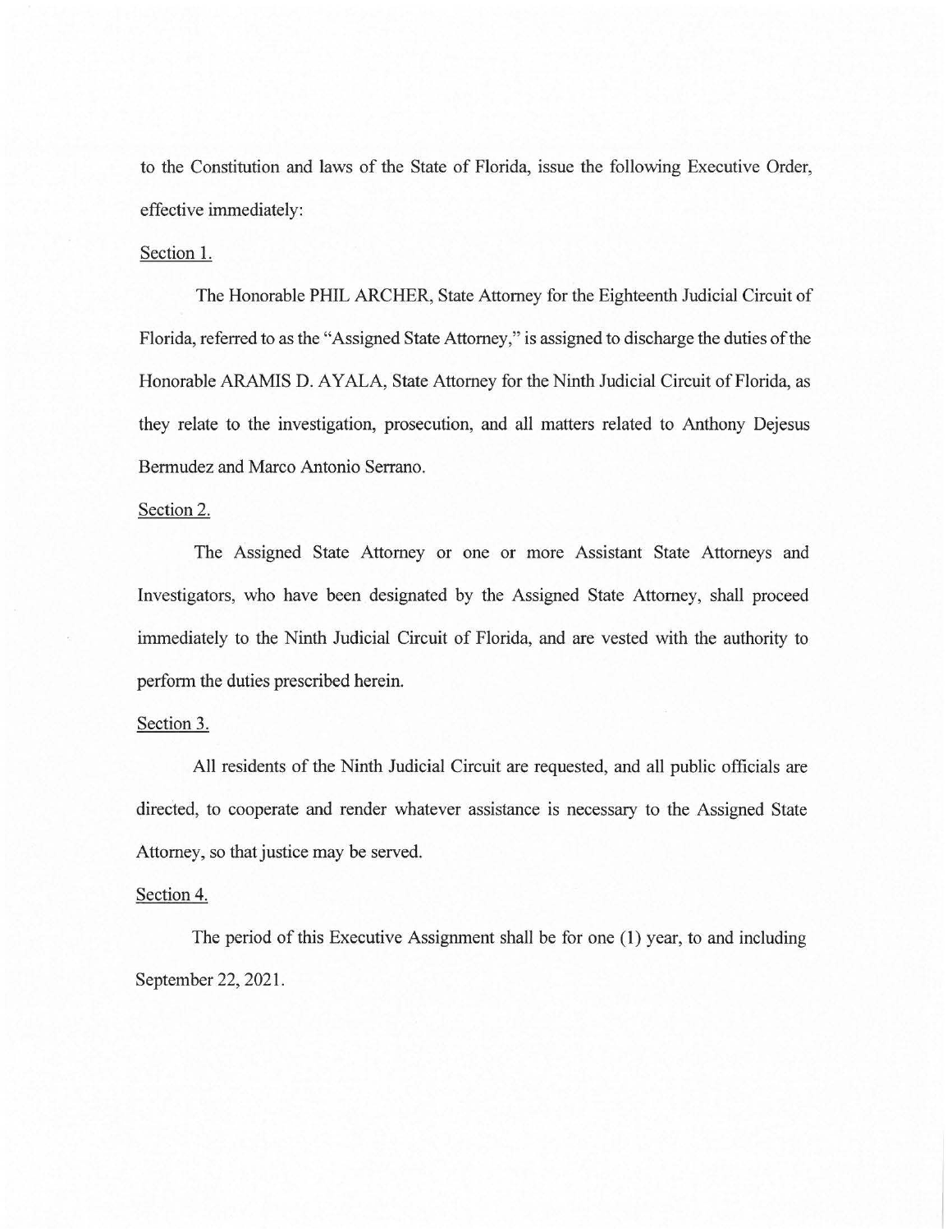to the Constitution and laws of the State of Florida, issue the following Executive Order, effective immediately:

Section 1.

The Honorable PHIL ARCHER, State Attorney for the Eighteenth Judicial Circuit of Florida, referred to as the "Assigned State Attorney," is assigned to discharge the duties of the Honorable ARAMIS D. AYALA, State Attorney for the Ninth Judicial Circuit of Florida, as they relate to the investigation, prosecution, and all matters related to Anthony Dejesus Bermudez and Marco Antonio Serrano.

Section 2.

The Assigned State Attorney or one or more Assistant State Attorneys and Investigators, who have been designated by the Assigned State Attorney, shall proceed immediately to the Ninth Judicial Circuit of Florida, and are vested with the authority to perform the duties prescribed herein.

Section 3.

All residents of the Ninth Judicial Circuit are requested, and all public officials are directed, to cooperate and render whatever assistance is necessary to the Assigned State Attorney, so that justice may be served.

Section 4.

The period of this Executive Assignment shall be for one (1) year, to and including September 22, 2021.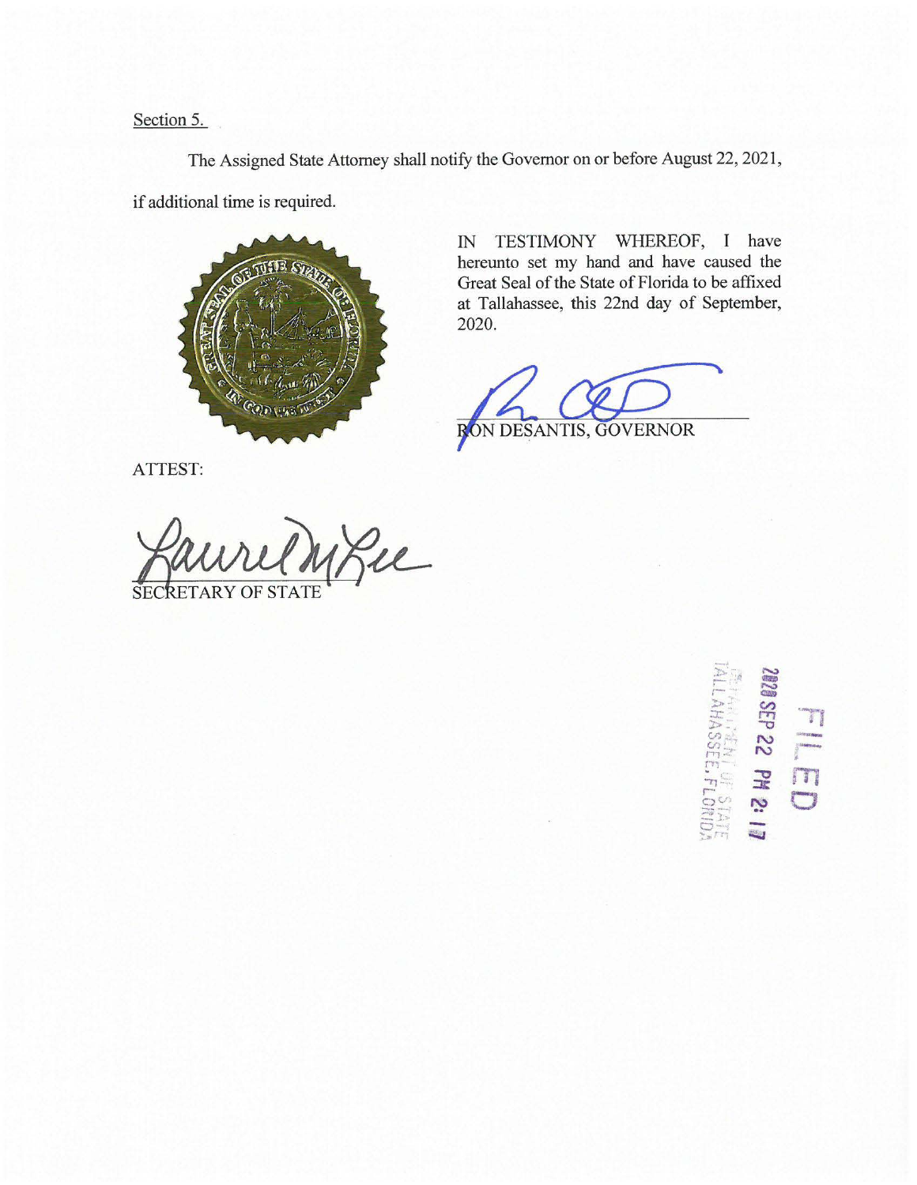Section 5.

The Assigned State Attorney shall notify the Governor on or before August 22, 2021, if additional time is required.

IN TESTIMONY WHEREOF, I have hereunto set my hand and have caused the Great Seal of the State of Florida to be affixed at Tallahassee, this 22nd day of September, 2020.

RON DESANTIS, GOVERNOR

ATTEST:

SECRETARY OF STATE

FILED

2020 SEP 22 PM 2:17

DEPARTMENT OF STATE
TALLAHASSEE, FLORIDA